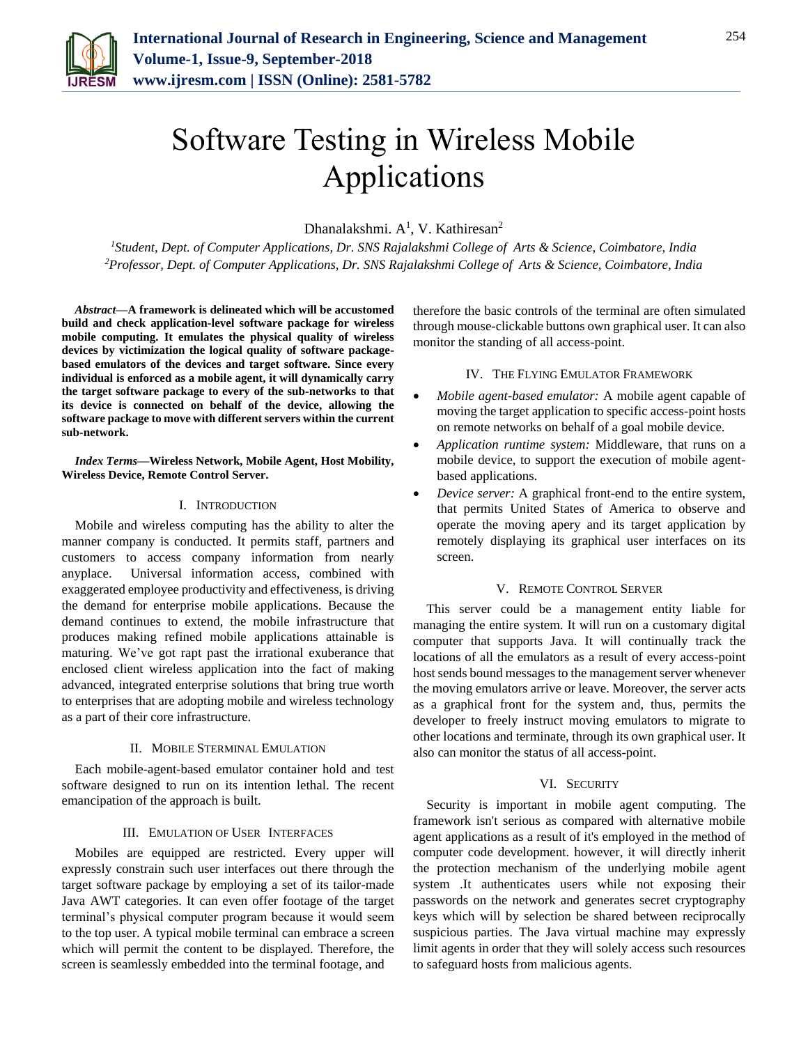# Software Testing in Wireless Mobile Applications

Dhanalakshmi. A[1], V. Kathiresan[2]

[1]*Student, Dept. of Computer Applications, Dr. SNS Rajalakshmi College of Arts & Science, Coimbatore, India*
[2]*Professor, Dept. of Computer Applications, Dr. SNS Rajalakshmi College of Arts & Science, Coimbatore, India*

***Abstract*—A framework is delineated which will be accustomed build and check application-level software package for wireless mobile computing. It emulates the physical quality of wireless devices by victimization the logical quality of software package-based emulators of the devices and target software. Since every individual is enforced as a mobile agent, it will dynamically carry the target software package to every of the sub-networks to that its device is connected on behalf of the device, allowing the software package to move with different servers within the current sub-network.**

***Index Terms*—Wireless Network, Mobile Agent, Host Mobility, Wireless Device, Remote Control Server.**

## I. Introduction

Mobile and wireless computing has the ability to alter the manner company is conducted. It permits staff, partners and customers to access company information from nearly anyplace. Universal information access, combined with exaggerated employee productivity and effectiveness, is driving the demand for enterprise mobile applications. Because the demand continues to extend, the mobile infrastructure that produces making refined mobile applications attainable is maturing. We've got rapt past the irrational exuberance that enclosed client wireless application into the fact of making advanced, integrated enterprise solutions that bring true worth to enterprises that are adopting mobile and wireless technology as a part of their core infrastructure.

## II. Mobile Sterminal Emulation

Each mobile-agent-based emulator container hold and test software designed to run on its intention lethal. The recent emancipation of the approach is built.

## III. Emulation of User Interfaces

Mobiles are equipped are restricted. Every upper will expressly constrain such user interfaces out there through the target software package by employing a set of its tailor-made Java AWT categories. It can even offer footage of the target terminal's physical computer program because it would seem to the top user. A typical mobile terminal can embrace a screen which will permit the content to be displayed. Therefore, the screen is seamlessly embedded into the terminal footage, and therefore the basic controls of the terminal are often simulated through mouse-clickable buttons own graphical user. It can also monitor the standing of all access-point.

## IV. The Flying Emulator Framework

- *Mobile agent-based emulator:* A mobile agent capable of moving the target application to specific access-point hosts on remote networks on behalf of a goal mobile device.
- *Application runtime system:* Middleware, that runs on a mobile device, to support the execution of mobile agent-based applications.
- *Device server:* A graphical front-end to the entire system, that permits United States of America to observe and operate the moving apery and its target application by remotely displaying its graphical user interfaces on its screen.

## V. Remote Control Server

This server could be a management entity liable for managing the entire system. It will run on a customary digital computer that supports Java. It will continually track the locations of all the emulators as a result of every access-point host sends bound messages to the management server whenever the moving emulators arrive or leave. Moreover, the server acts as a graphical front for the system and, thus, permits the developer to freely instruct moving emulators to migrate to other locations and terminate, through its own graphical user. It also can monitor the status of all access-point.

## VI. Security

Security is important in mobile agent computing. The framework isn't serious as compared with alternative mobile agent applications as a result of it's employed in the method of computer code development. however, it will directly inherit the protection mechanism of the underlying mobile agent system .It authenticates users while not exposing their passwords on the network and generates secret cryptography keys which will by selection be shared between reciprocally suspicious parties. The Java virtual machine may expressly limit agents in order that they will solely access such resources to safeguard hosts from malicious agents.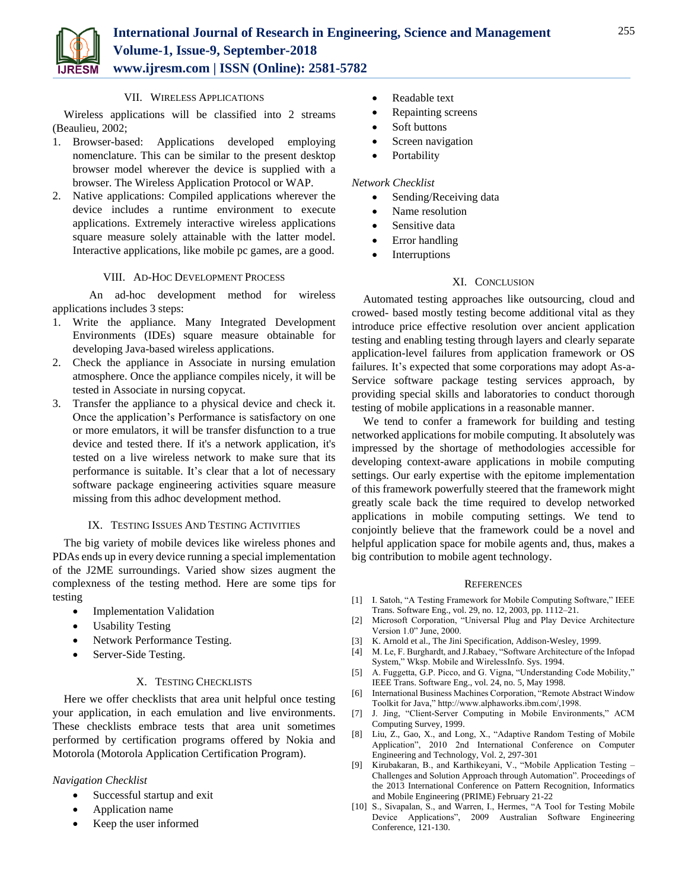## VII. Wireless Applications

Wireless applications will be classified into 2 streams (Beaulieu, 2002;

1. Browser-based: Applications developed employing nomenclature. This can be similar to the present desktop browser model wherever the device is supplied with a browser. The Wireless Application Protocol or WAP.
2. Native applications: Compiled applications wherever the device includes a runtime environment to execute applications. Extremely interactive wireless applications square measure solely attainable with the latter model. Interactive applications, like mobile pc games, are a good.

## VIII. Ad-Hoc Development Process

An ad-hoc development method for wireless applications includes 3 steps:

1. Write the appliance. Many Integrated Development Environments (IDEs) square measure obtainable for developing Java-based wireless applications.
2. Check the appliance in Associate in nursing emulation atmosphere. Once the appliance compiles nicely, it will be tested in Associate in nursing copycat.
3. Transfer the appliance to a physical device and check it. Once the application's Performance is satisfactory on one or more emulators, it will be transfer disfunction to a true device and tested there. If it's a network application, it's tested on a live wireless network to make sure that its performance is suitable. It's clear that a lot of necessary software package engineering activities square measure missing from this adhoc development method.

## IX. Testing Issues And Testing Activities

The big variety of mobile devices like wireless phones and PDAs ends up in every device running a special implementation of the J2ME surroundings. Varied show sizes augment the complexness of the testing method. Here are some tips for testing

- Implementation Validation
- Usability Testing
- Network Performance Testing.
- Server-Side Testing.

## X. Testing Checklists

Here we offer checklists that area unit helpful once testing your application, in each emulation and live environments. These checklists embrace tests that area unit sometimes performed by certification programs offered by Nokia and Motorola (Motorola Application Certification Program).

*Navigation Checklist*

- Successful startup and exit
- Application name
- Keep the user informed
- Readable text
- Repainting screens
- Soft buttons
- Screen navigation
- Portability

*Network Checklist*

- Sending/Receiving data
- Name resolution
- Sensitive data
- Error handling
- Interruptions

## XI. Conclusion

Automated testing approaches like outsourcing, cloud and crowed- based mostly testing become additional vital as they introduce price effective resolution over ancient application testing and enabling testing through layers and clearly separate application-level failures from application framework or OS failures. It's expected that some corporations may adopt As-a-Service software package testing services approach, by providing special skills and laboratories to conduct thorough testing of mobile applications in a reasonable manner.

We tend to confer a framework for building and testing networked applications for mobile computing. It absolutely was impressed by the shortage of methodologies accessible for developing context-aware applications in mobile computing settings. Our early expertise with the epitome implementation of this framework powerfully steered that the framework might greatly scale back the time required to develop networked applications in mobile computing settings. We tend to conjointly believe that the framework could be a novel and helpful application space for mobile agents and, thus, makes a big contribution to mobile agent technology.

## References

[1] I. Satoh, "A Testing Framework for Mobile Computing Software," IEEE Trans. Software Eng., vol. 29, no. 12, 2003, pp. 1112–21.

[2] Microsoft Corporation, "Universal Plug and Play Device Architecture Version 1.0" June, 2000.

[3] K. Arnold et al., The Jini Specification, Addison-Wesley, 1999.

[4] M. Le, F. Burghardt, and J.Rabaey, "Software Architecture of the Infopad System," Wksp. Mobile and WirelessInfo. Sys. 1994.

[5] A. Fuggetta, G.P. Picco, and G. Vigna, "Understanding Code Mobility," IEEE Trans. Software Eng., vol. 24, no. 5, May 1998.

[6] International Business Machines Corporation, "Remote Abstract Window Toolkit for Java," http://www.alphaworks.ibm.com/,1998.

[7] J. Jing, "Client-Server Computing in Mobile Environments," ACM Computing Survey, 1999.

[8] Liu, Z., Gao, X., and Long, X., "Adaptive Random Testing of Mobile Application", 2010 2nd International Conference on Computer Engineering and Technology, Vol. 2, 297-301

[9] Kirubakaran, B., and Karthikeyani, V., "Mobile Application Testing – Challenges and Solution Approach through Automation". Proceedings of the 2013 International Conference on Pattern Recognition, Informatics and Mobile Engineering (PRIME) February 21-22

[10] S., Sivapalan, S., and Warren, I., Hermes, "A Tool for Testing Mobile Device Applications", 2009 Australian Software Engineering Conference, 121-130.